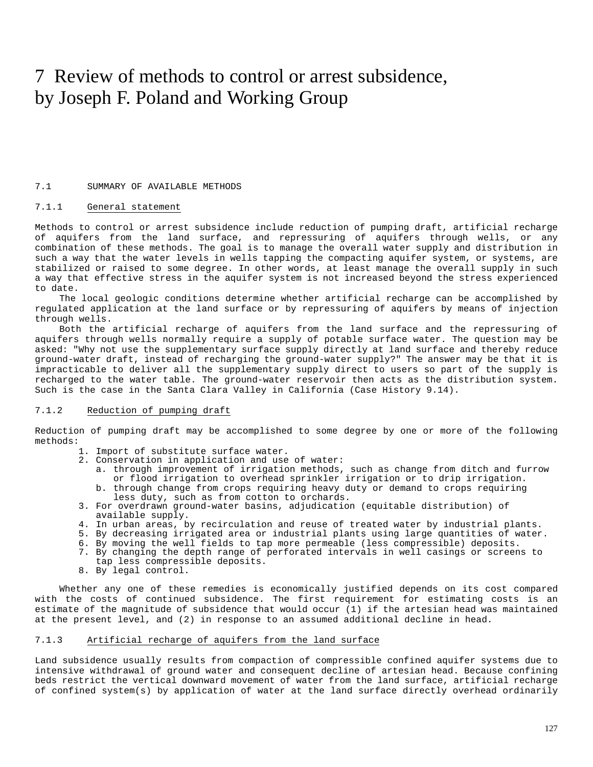# 7 Review of methods to control or arrest subsidence, by Joseph F. Poland and Working Group

## 7.1 SUMMARY OF AVAILABLE METHODS

### 7.1.1 General statement

Methods to control or arrest subsidence include reduction of pumping draft, artificial recharge of aquifers from the land surface, and repressuring of aquifers through wells, or any combination of these methods. The goal is to manage the overall water supply and distribution in such a way that the water levels in wells tapping the compacting aquifer system, or systems, are stabilized or raised to some degree. In other words, at least manage the overall supply in such a way that effective stress in the aquifer system is not increased beyond the stress experienced to date.

The local geologic conditions determine whether artificial recharge can be accomplished by regulated application at the land surface or by repressuring of aquifers by means of injection through wells.

Both the artificial recharge of aquifers from the land surface and the repressuring of aquifers through wells normally require a supply of potable surface water. The question may be asked: "Why not use the supplementary surface supply directly at land surface and thereby reduce ground-water draft, instead of recharging the ground-water supply?" The answer may be that it is impracticable to deliver all the supplementary supply direct to users so part of the supply is recharged to the water table. The ground-water reservoir then acts as the distribution system. Such is the case in the Santa Clara Valley in California (Case History 9.14).

### 7.1.2 Reduction of pumping draft

Reduction of pumping draft may be accomplished to some degree by one or more of the following methods:

1. Import of substitute surface water.
2. Conservation in application and use of water:
   a. through improvement of irrigation methods, such as change from ditch and furrow or flood irrigation to overhead sprinkler irrigation or to drip irrigation.
   b. through change from crops requiring heavy duty or demand to crops requiring less duty, such as from cotton to orchards.
3. For overdrawn ground-water basins, adjudication (equitable distribution) of available supply.
4. In urban areas, by recirculation and reuse of treated water by industrial plants.
5. By decreasing irrigated area or industrial plants using large quantities of water.
6. By moving the well fields to tap more permeable (less compressible) deposits.
7. By changing the depth range of perforated intervals in well casings or screens to tap less compressible deposits.
8. By legal control.

Whether any one of these remedies is economically justified depends on its cost compared with the costs of continued subsidence. The first requirement for estimating costs is an estimate of the magnitude of subsidence that would occur (1) if the artesian head was maintained at the present level, and (2) in response to an assumed additional decline in head.

### 7.1.3 Artificial recharge of aquifers from the land surface

Land subsidence usually results from compaction of compressible confined aquifer systems due to intensive withdrawal of ground water and consequent decline of artesian head. Because confining beds restrict the vertical downward movement of water from the land surface, artificial recharge of confined system(s) by application of water at the land surface directly overhead ordinarily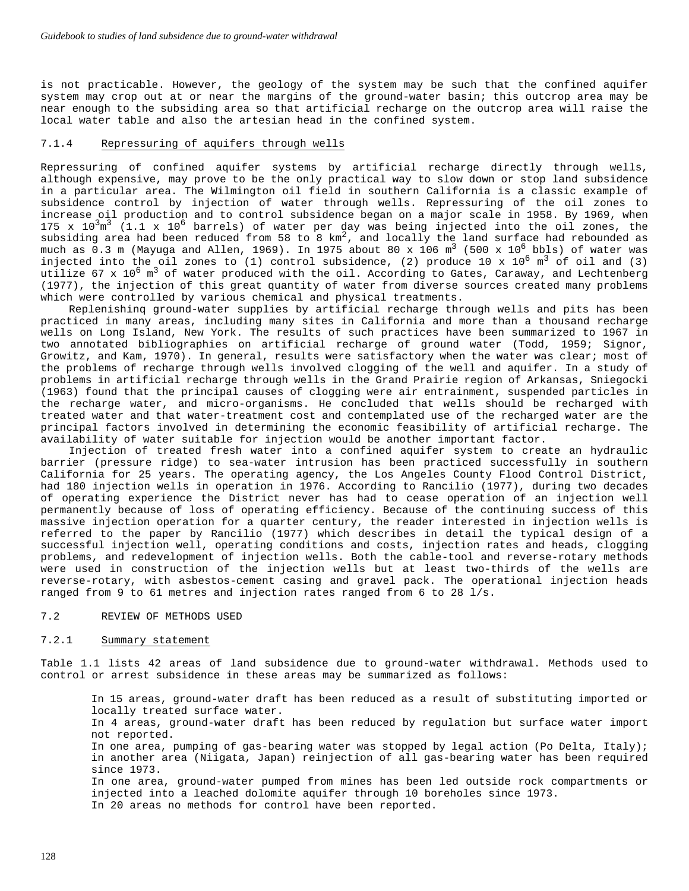is not practicable. However, the geology of the system may be such that the confined aquifer system may crop out at or near the margins of the ground-water basin; this outcrop area may be near enough to the subsiding area so that artificial recharge on the outcrop area will raise the local water table and also the artesian head in the confined system.

### 7.1.4 Repressuring of aquifers through wells

Repressuring of confined aquifer systems by artificial recharge directly through wells, although expensive, may prove to be the only practical way to slow down or stop land subsidence in a particular area. The Wilmington oil field in southern California is a classic example of subsidence control by injection of water through wells. Repressuring of the oil zones to increase oil production and to control subsidence began on a major scale in 1958. By 1969, when 175 x $10^3$m$^3$ (1.1 x $10^6$ barrels) of water per day was being injected into the oil zones, the subsiding area had been reduced from 58 to 8 km$^2$, and locally the land surface had rebounded as much as 0.3 m (Mayuga and Allen, 1969). In 1975 about 80 x 106 m$^3$ (500 x $10^6$ bbls) of water was injected into the oil zones to (1) control subsidence, (2) produce 10 x $10^6$ m$^3$ of oil and (3) utilize 67 x $10^6$ m$^3$ of water produced with the oil. According to Gates, Caraway, and Lechtenberg (1977), the injection of this great quantity of water from diverse sources created many problems which were controlled by various chemical and physical treatments.

Replenishinq ground-water supplies by artificial recharge through wells and pits has been practiced in many areas, including many sites in California and more than a thousand recharge wells on Long Island, New York. The results of such practices have been summarized to 1967 in two annotated bibliographies on artificial recharge of ground water (Todd, 1959; Signor, Growitz, and Kam, 1970). In general, results were satisfactory when the water was clear; most of the problems of recharge through wells involved clogging of the well and aquifer. In a study of problems in artificial recharge through wells in the Grand Prairie region of Arkansas, Sniegocki (1963) found that the principal causes of clogging were air entrainment, suspended particles in the recharge water, and micro-organisms. He concluded that wells should be recharged with treated water and that water-treatment cost and contemplated use of the recharged water are the principal factors involved in determining the economic feasibility of artificial recharge. The availability of water suitable for injection would be another important factor.

Injection of treated fresh water into a confined aquifer system to create an hydraulic barrier (pressure ridge) to sea-water intrusion has been practiced successfully in southern California for 25 years. The operating agency, the Los Angeles County Flood Control District, had 180 injection wells in operation in 1976. According to Rancilio (1977), during two decades of operating experience the District never has had to cease operation of an injection well permanently because of loss of operating efficiency. Because of the continuing success of this massive injection operation for a quarter century, the reader interested in injection wells is referred to the paper by Rancilio (1977) which describes in detail the typical design of a successful injection well, operating conditions and costs, injection rates and heads, clogging problems, and redevelopment of injection wells. Both the cable-tool and reverse-rotary methods were used in construction of the injection wells but at least two-thirds of the wells are reverse-rotary, with asbestos-cement casing and gravel pack. The operational injection heads ranged from 9 to 61 metres and injection rates ranged from 6 to 28 l/s.

## 7.2 REVIEW OF METHODS USED

### 7.2.1 Summary statement

Table 1.1 lists 42 areas of land subsidence due to ground-water withdrawal. Methods used to control or arrest subsidence in these areas may be summarized as follows:

In 15 areas, ground-water draft has been reduced as a result of substituting imported or locally treated surface water.

In 4 areas, ground-water draft has been reduced by regulation but surface water import not reported.

In one area, pumping of gas-bearing water was stopped by legal action (Po Delta, Italy); in another area (Niigata, Japan) reinjection of all gas-bearing water has been required since 1973.

In one area, ground-water pumped from mines has been led outside rock compartments or injected into a leached dolomite aquifer through 10 boreholes since 1973.

In 20 areas no methods for control have been reported.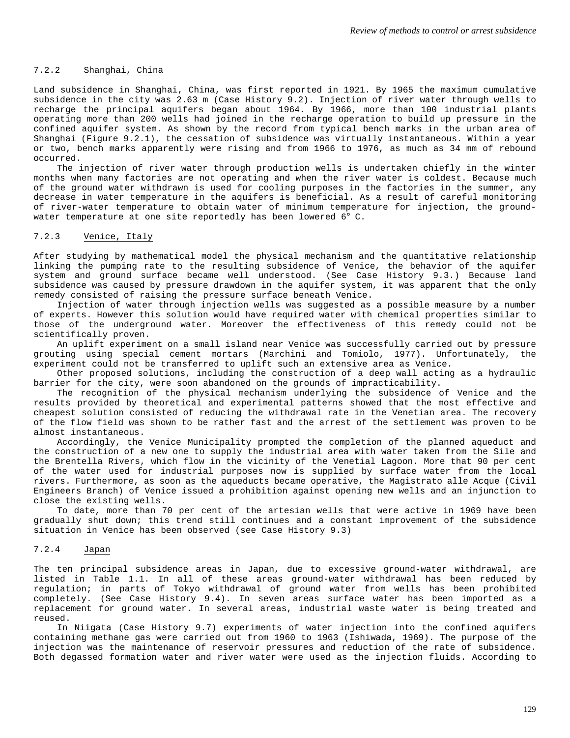### 7.2.2 Shanghai, China

Land subsidence in Shanghai, China, was first reported in 1921. By 1965 the maximum cumulative subsidence in the city was 2.63 m (Case History 9.2). Injection of river water through wells to recharge the principal aquifers began about 1964. By 1966, more than 100 industrial plants operating more than 200 wells had joined in the recharge operation to build up pressure in the confined aquifer system. As shown by the record from typical bench marks in the urban area of Shanghai (Figure 9.2.1), the cessation of subsidence was virtually instantaneous. Within a year or two, bench marks apparently were rising and from 1966 to 1976, as much as 34 mm of rebound occurred.

The injection of river water through production wells is undertaken chiefly in the winter months when many factories are not operating and when the river water is coldest. Because much of the ground water withdrawn is used for cooling purposes in the factories in the summer, any decrease in water temperature in the aquifers is beneficial. As a result of careful monitoring of river-water temperature to obtain water of minimum temperature for injection, the ground-water temperature at one site reportedly has been lowered 6° C.

### 7.2.3 Venice, Italy

After studying by mathematical model the physical mechanism and the quantitative relationship linking the pumping rate to the resulting subsidence of Venice, the behavior of the aquifer system and ground surface became well understood. (See Case History 9.3.) Because land subsidence was caused by pressure drawdown in the aquifer system, it was apparent that the only remedy consisted of raising the pressure surface beneath Venice.

Injection of water through injection wells was suggested as a possible measure by a number of experts. However this solution would have required water with chemical properties similar to those of the underground water. Moreover the effectiveness of this remedy could not be scientifically proven.

An uplift experiment on a small island near Venice was successfully carried out by pressure grouting using special cement mortars (Marchini and Tomiolo, 1977). Unfortunately, the experiment could not be transferred to uplift such an extensive area as Venice.

Other proposed solutions, including the construction of a deep wall acting as a hydraulic barrier for the city, were soon abandoned on the grounds of impracticability.

The recognition of the physical mechanism underlying the subsidence of Venice and the results provided by theoretical and experimental patterns showed that the most effective and cheapest solution consisted of reducing the withdrawal rate in the Venetian area. The recovery of the flow field was shown to be rather fast and the arrest of the settlement was proven to be almost instantaneous.

Accordingly, the Venice Municipality prompted the completion of the planned aqueduct and the construction of a new one to supply the industrial area with water taken from the Sile and the Brentella Rivers, which flow in the vicinity of the Venetial Lagoon. More that 90 per cent of the water used for industrial purposes now is supplied by surface water from the local rivers. Furthermore, as soon as the aqueducts became operative, the Magistrato alle Acque (Civil Engineers Branch) of Venice issued a prohibition against opening new wells and an injunction to close the existing wells.

To date, more than 70 per cent of the artesian wells that were active in 1969 have been gradually shut down; this trend still continues and a constant improvement of the subsidence situation in Venice has been observed (see Case History 9.3)

### 7.2.4 Japan

The ten principal subsidence areas in Japan, due to excessive ground-water withdrawal, are listed in Table 1.1. In all of these areas ground-water withdrawal has been reduced by regulation; in parts of Tokyo withdrawal of ground water from wells has been prohibited completely. (See Case History 9.4). In seven areas surface water has been imported as a replacement for ground water. In several areas, industrial waste water is being treated and reused.

In Niigata (Case History 9.7) experiments of water injection into the confined aquifers containing methane gas were carried out from 1960 to 1963 (Ishiwada, 1969). The purpose of the injection was the maintenance of reservoir pressures and reduction of the rate of subsidence. Both degassed formation water and river water were used as the injection fluids. According to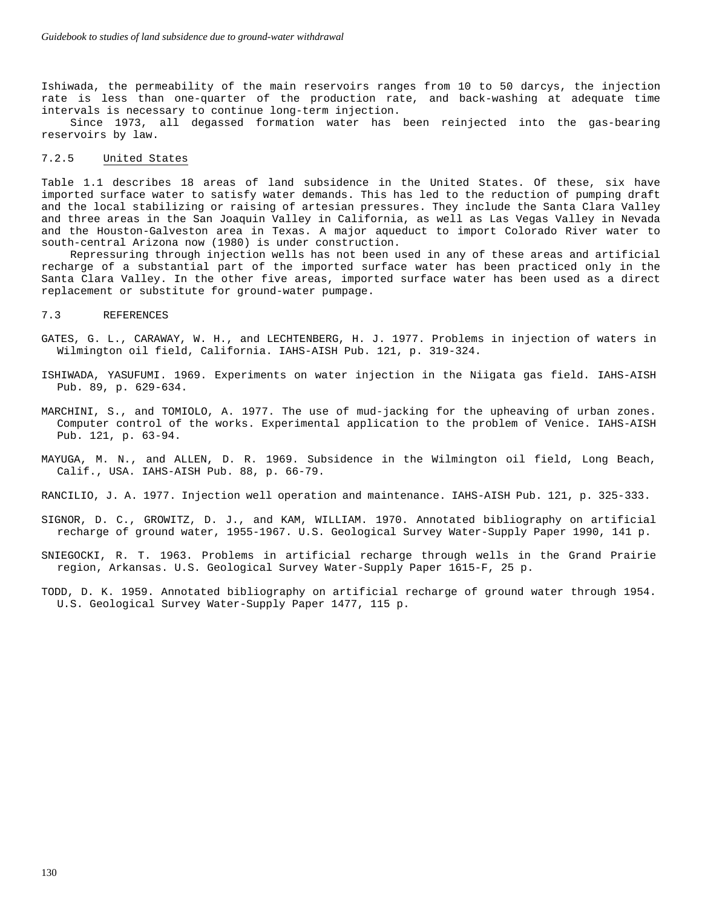Ishiwada, the permeability of the main reservoirs ranges from 10 to 50 darcys, the injection rate is less than one-quarter of the production rate, and back-washing at adequate time intervals is necessary to continue long-term injection.

Since 1973, all degassed formation water has been reinjected into the gas-bearing reservoirs by law.

### 7.2.5 United States

Table 1.1 describes 18 areas of land subsidence in the United States. Of these, six have imported surface water to satisfy water demands. This has led to the reduction of pumping draft and the local stabilizing or raising of artesian pressures. They include the Santa Clara Valley and three areas in the San Joaquin Valley in California, as well as Las Vegas Valley in Nevada and the Houston-Galveston area in Texas. A major aqueduct to import Colorado River water to south-central Arizona now (1980) is under construction.

Repressuring through injection wells has not been used in any of these areas and artificial recharge of a substantial part of the imported surface water has been practiced only in the Santa Clara Valley. In the other five areas, imported surface water has been used as a direct replacement or substitute for ground-water pumpage.

## 7.3 REFERENCES

GATES, G. L., CARAWAY, W. H., and LECHTENBERG, H. J. 1977. Problems in injection of waters in Wilmington oil field, California. IAHS-AISH Pub. 121, p. 319-324.

ISHIWADA, YASUFUMI. 1969. Experiments on water injection in the Niigata gas field. IAHS-AISH Pub. 89, p. 629-634.

MARCHINI, S., and TOMIOLO, A. 1977. The use of mud-jacking for the upheaving of urban zones. Computer control of the works. Experimental application to the problem of Venice. IAHS-AISH Pub. 121, p. 63-94.

MAYUGA, M. N., and ALLEN, D. R. 1969. Subsidence in the Wilmington oil field, Long Beach, Calif., USA. IAHS-AISH Pub. 88, p. 66-79.

RANCILIO, J. A. 1977. Injection well operation and maintenance. IAHS-AISH Pub. 121, p. 325-333.

SIGNOR, D. C., GROWITZ, D. J., and KAM, WILLIAM. 1970. Annotated bibliography on artificial recharge of ground water, 1955-1967. U.S. Geological Survey Water-Supply Paper 1990, 141 p.

SNIEGOCKI, R. T. 1963. Problems in artificial recharge through wells in the Grand Prairie region, Arkansas. U.S. Geological Survey Water-Supply Paper 1615-F, 25 p.

TODD, D. K. 1959. Annotated bibliography on artificial recharge of ground water through 1954. U.S. Geological Survey Water-Supply Paper 1477, 115 p.